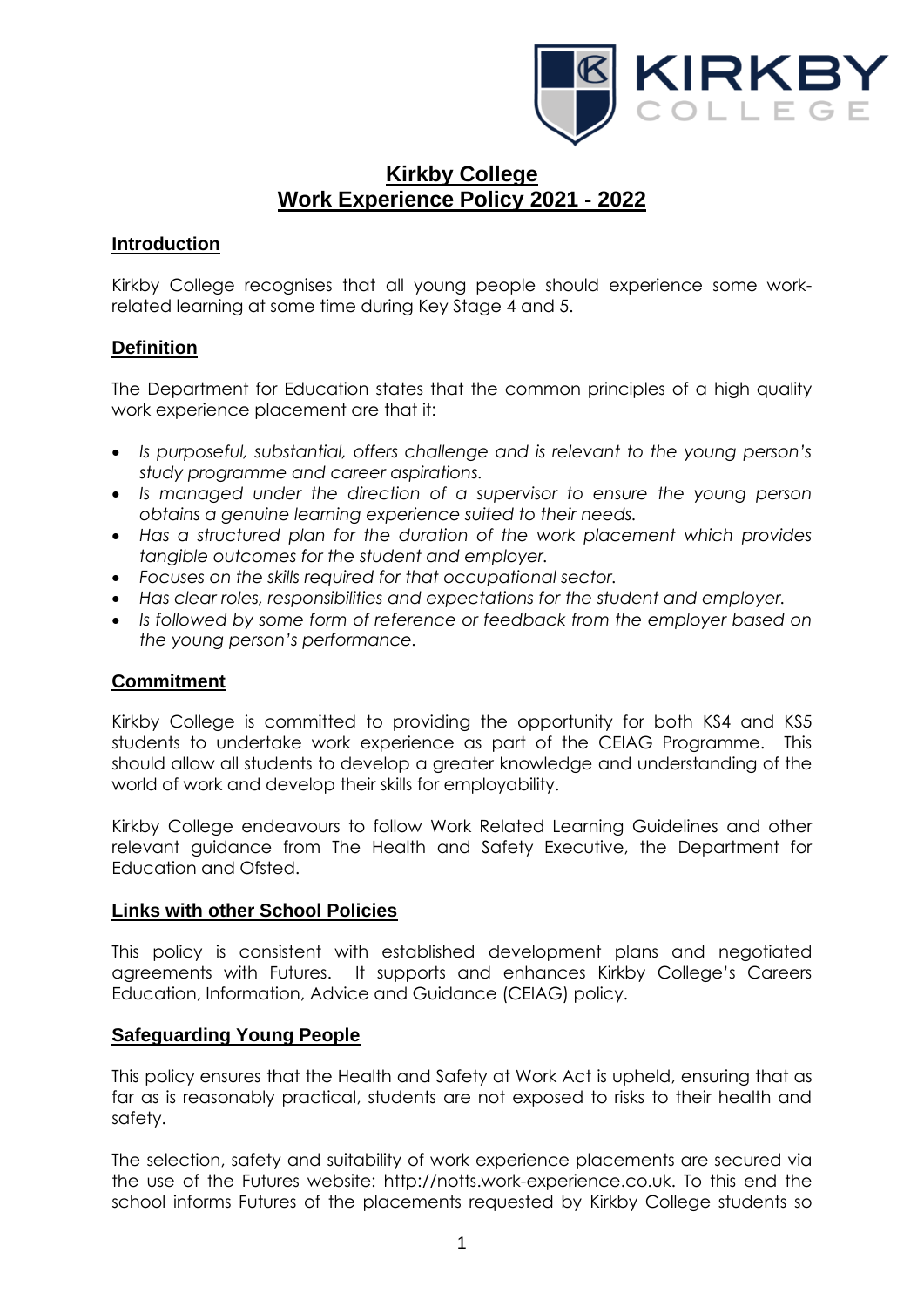# Kirkby College
# Work Experience Policy 2021 - 2022

## Introduction

Kirkby College recognises that all young people should experience some work-related learning at some time during Key Stage 4 and 5.

## Definition

The Department for Education states that the common principles of a high quality work experience placement are that it:

- *Is purposeful, substantial, offers challenge and is relevant to the young person's study programme and career aspirations.*
- *Is managed under the direction of a supervisor to ensure the young person obtains a genuine learning experience suited to their needs.*
- *Has a structured plan for the duration of the work placement which provides tangible outcomes for the student and employer.*
- *Focuses on the skills required for that occupational sector.*
- *Has clear roles, responsibilities and expectations for the student and employer.*
- *Is followed by some form of reference or feedback from the employer based on the young person's performance.*

## Commitment

Kirkby College is committed to providing the opportunity for both KS4 and KS5 students to undertake work experience as part of the CEIAG Programme. This should allow all students to develop a greater knowledge and understanding of the world of work and develop their skills for employability.

Kirkby College endeavours to follow Work Related Learning Guidelines and other relevant guidance from The Health and Safety Executive, the Department for Education and Ofsted.

## Links with other School Policies

This policy is consistent with established development plans and negotiated agreements with Futures. It supports and enhances Kirkby College's Careers Education, Information, Advice and Guidance (CEIAG) policy.

## Safeguarding Young People

This policy ensures that the Health and Safety at Work Act is upheld, ensuring that as far as is reasonably practical, students are not exposed to risks to their health and safety.

The selection, safety and suitability of work experience placements are secured via the use of the Futures website: http://notts.work-experience.co.uk. To this end the school informs Futures of the placements requested by Kirkby College students so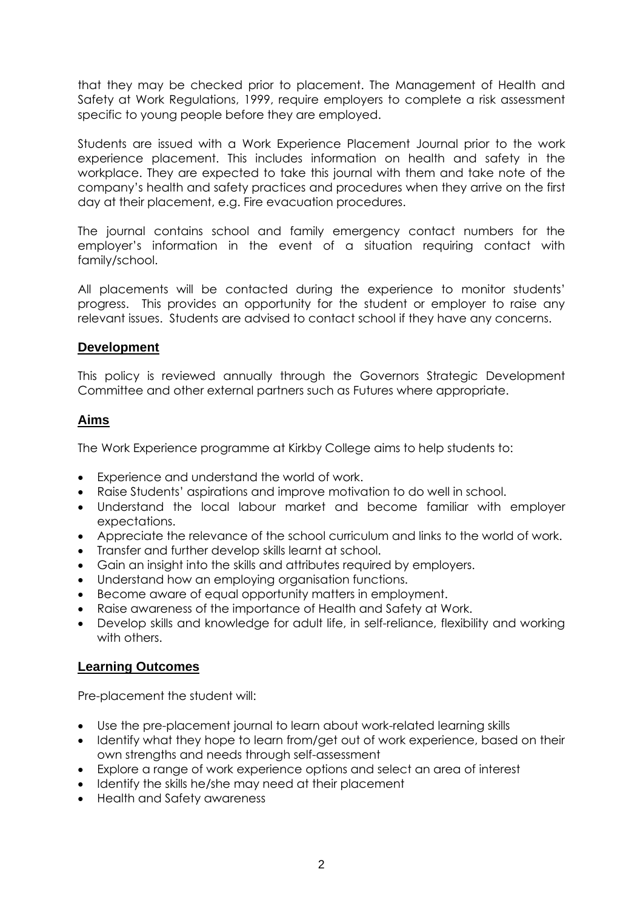that they may be checked prior to placement. The Management of Health and Safety at Work Regulations, 1999, require employers to complete a risk assessment specific to young people before they are employed.

Students are issued with a Work Experience Placement Journal prior to the work experience placement. This includes information on health and safety in the workplace. They are expected to take this journal with them and take note of the company's health and safety practices and procedures when they arrive on the first day at their placement, e.g. Fire evacuation procedures.

The journal contains school and family emergency contact numbers for the employer's information in the event of a situation requiring contact with family/school.

All placements will be contacted during the experience to monitor students' progress. This provides an opportunity for the student or employer to raise any relevant issues. Students are advised to contact school if they have any concerns.

## Development

This policy is reviewed annually through the Governors Strategic Development Committee and other external partners such as Futures where appropriate.

## Aims

The Work Experience programme at Kirkby College aims to help students to:

- Experience and understand the world of work.
- Raise Students' aspirations and improve motivation to do well in school.
- Understand the local labour market and become familiar with employer expectations.
- Appreciate the relevance of the school curriculum and links to the world of work.
- Transfer and further develop skills learnt at school.
- Gain an insight into the skills and attributes required by employers.
- Understand how an employing organisation functions.
- Become aware of equal opportunity matters in employment.
- Raise awareness of the importance of Health and Safety at Work.
- Develop skills and knowledge for adult life, in self-reliance, flexibility and working with others.

## Learning Outcomes

Pre-placement the student will:

- Use the pre-placement journal to learn about work-related learning skills
- Identify what they hope to learn from/get out of work experience, based on their own strengths and needs through self-assessment
- Explore a range of work experience options and select an area of interest
- Identify the skills he/she may need at their placement
- Health and Safety awareness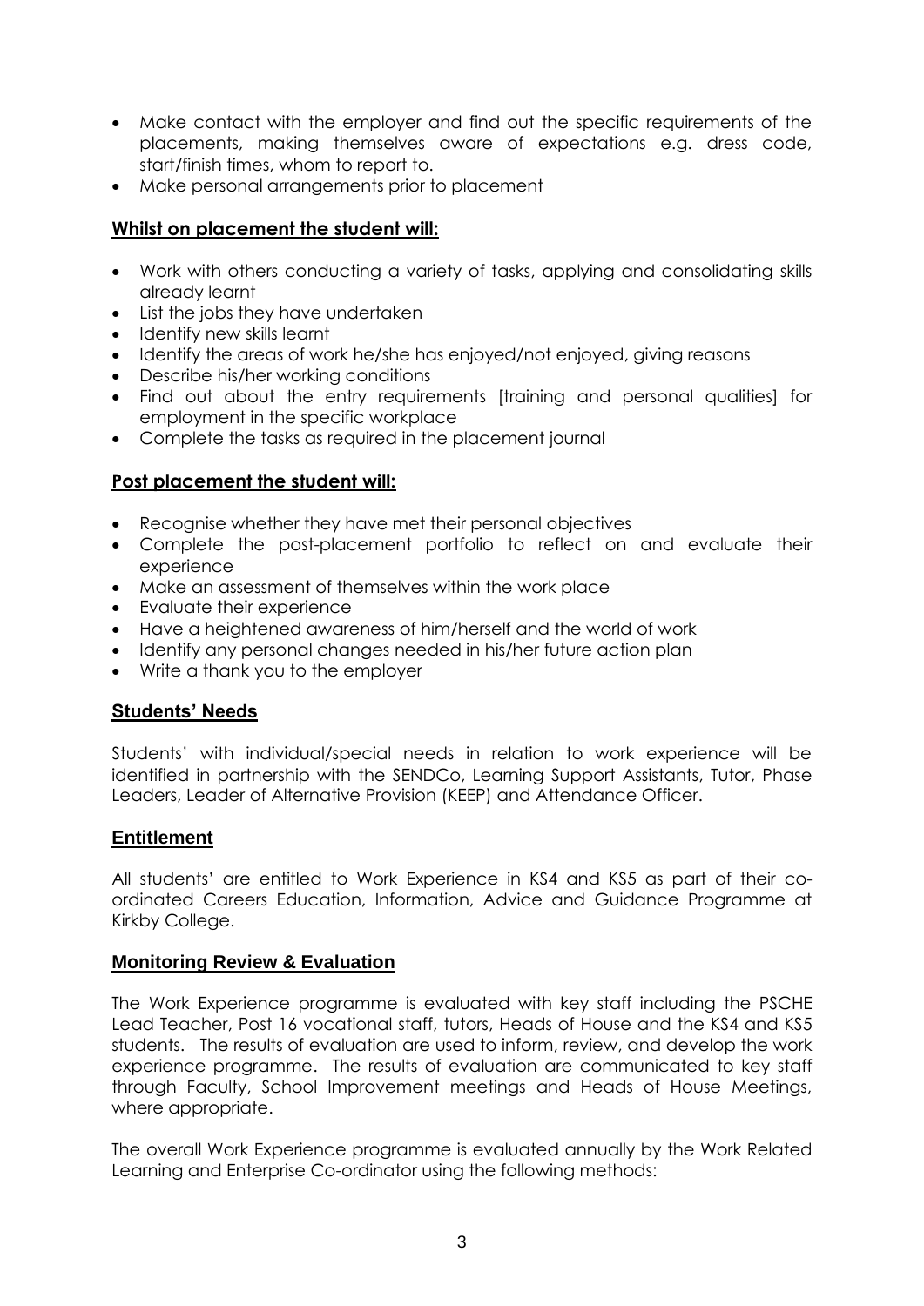- Make contact with the employer and find out the specific requirements of the placements, making themselves aware of expectations e.g. dress code, start/finish times, whom to report to.
- Make personal arrangements prior to placement

## Whilst on placement the student will:

- Work with others conducting a variety of tasks, applying and consolidating skills already learnt
- List the jobs they have undertaken
- Identify new skills learnt
- Identify the areas of work he/she has enjoyed/not enjoyed, giving reasons
- Describe his/her working conditions
- Find out about the entry requirements [training and personal qualities] for employment in the specific workplace
- Complete the tasks as required in the placement journal

## Post placement the student will:

- Recognise whether they have met their personal objectives
- Complete the post-placement portfolio to reflect on and evaluate their experience
- Make an assessment of themselves within the work place
- Evaluate their experience
- Have a heightened awareness of him/herself and the world of work
- Identify any personal changes needed in his/her future action plan
- Write a thank you to the employer

## Students' Needs

Students' with individual/special needs in relation to work experience will be identified in partnership with the SENDCo, Learning Support Assistants, Tutor, Phase Leaders, Leader of Alternative Provision (KEEP) and Attendance Officer.

## Entitlement

All students' are entitled to Work Experience in KS4 and KS5 as part of their co-ordinated Careers Education, Information, Advice and Guidance Programme at Kirkby College.

## Monitoring Review & Evaluation

The Work Experience programme is evaluated with key staff including the PSCHE Lead Teacher, Post 16 vocational staff, tutors, Heads of House and the KS4 and KS5 students. The results of evaluation are used to inform, review, and develop the work experience programme. The results of evaluation are communicated to key staff through Faculty, School Improvement meetings and Heads of House Meetings, where appropriate.

The overall Work Experience programme is evaluated annually by the Work Related Learning and Enterprise Co-ordinator using the following methods: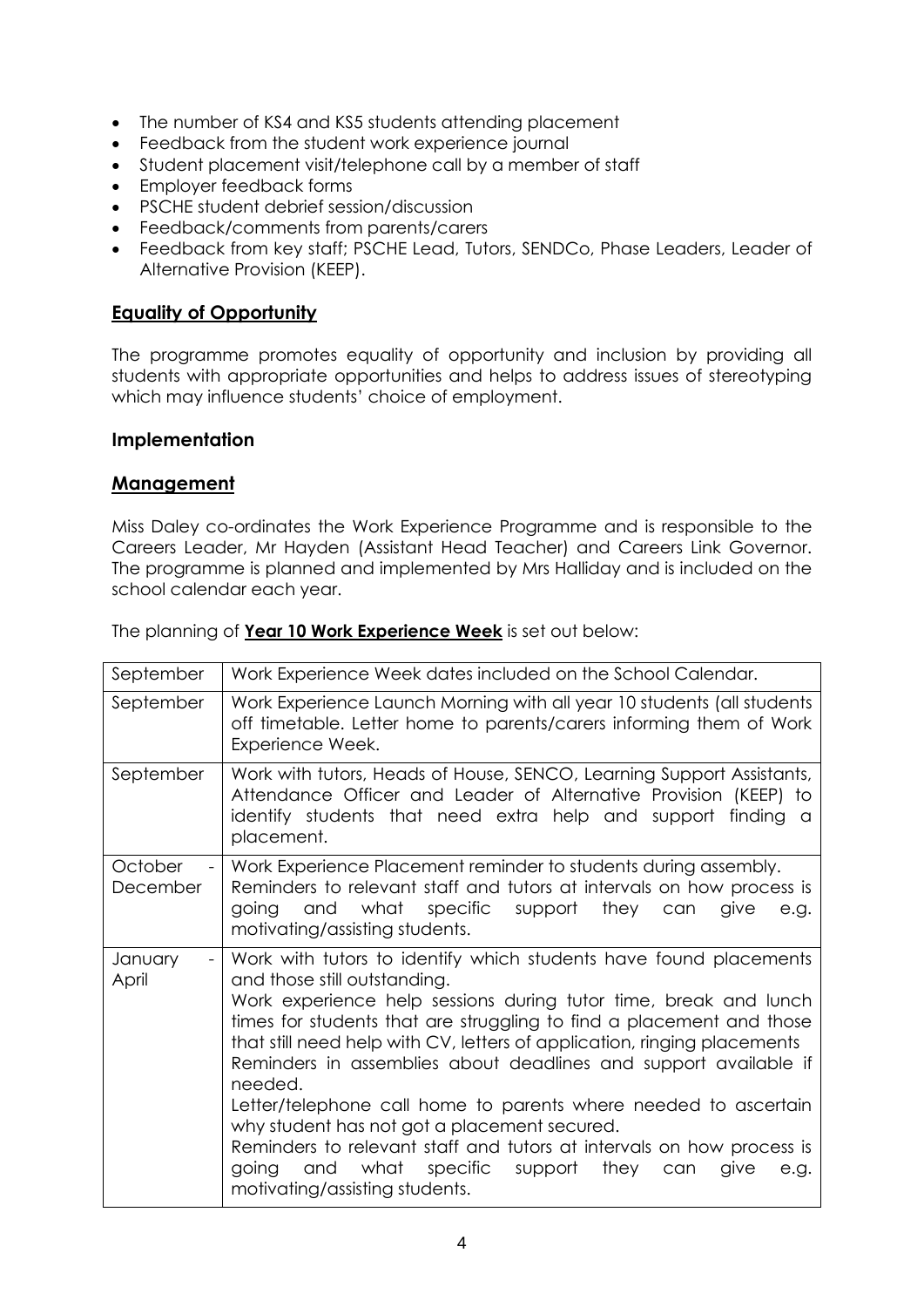- The number of KS4 and KS5 students attending placement
- Feedback from the student work experience journal
- Student placement visit/telephone call by a member of staff
- Employer feedback forms
- PSCHE student debrief session/discussion
- Feedback/comments from parents/carers
- Feedback from key staff; PSCHE Lead, Tutors, SENDCo, Phase Leaders, Leader of Alternative Provision (KEEP).

## Equality of Opportunity

The programme promotes equality of opportunity and inclusion by providing all students with appropriate opportunities and helps to address issues of stereotyping which may influence students' choice of employment.

## Implementation

## Management

Miss Daley co-ordinates the Work Experience Programme and is responsible to the Careers Leader, Mr Hayden (Assistant Head Teacher) and Careers Link Governor. The programme is planned and implemented by Mrs Halliday and is included on the school calendar each year.

The planning of **Year 10 Work Experience Week** is set out below:

| | |
|---|---|
| September | Work Experience Week dates included on the School Calendar. |
| September | Work Experience Launch Morning with all year 10 students (all students off timetable. Letter home to parents/carers informing them of Work Experience Week. |
| September | Work with tutors, Heads of House, SENCO, Learning Support Assistants, Attendance Officer and Leader of Alternative Provision (KEEP) to identify students that need extra help and support finding a placement. |
| October - December | Work Experience Placement reminder to students during assembly.<br>Reminders to relevant staff and tutors at intervals on how process is going and what specific support they can give e.g. motivating/assisting students. |
| January - April | Work with tutors to identify which students have found placements and those still outstanding.<br>Work experience help sessions during tutor time, break and lunch times for students that are struggling to find a placement and those that still need help with CV, letters of application, ringing placements<br>Reminders in assemblies about deadlines and support available if needed.<br>Letter/telephone call home to parents where needed to ascertain why student has not got a placement secured.<br>Reminders to relevant staff and tutors at intervals on how process is going and what specific support they can give e.g. motivating/assisting students. |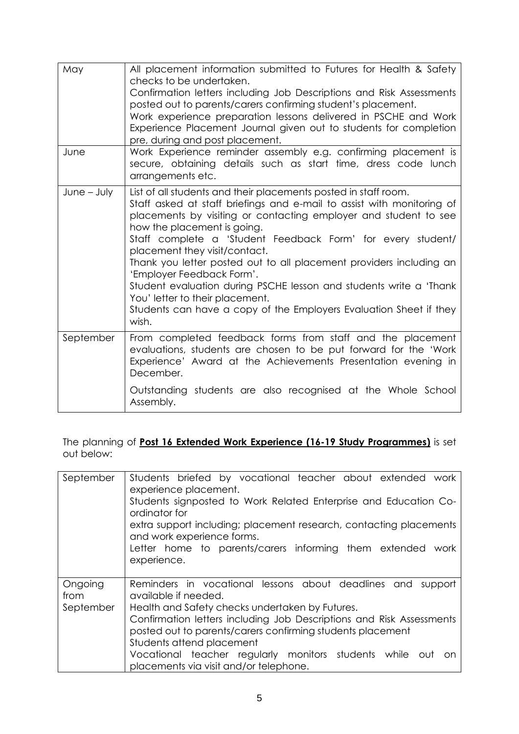| May | All placement information submitted to Futures for Health & Safety checks to be undertaken.<br>Confirmation letters including Job Descriptions and Risk Assessments posted out to parents/carers confirming student's placement.<br>Work experience preparation lessons delivered in PSCHE and Work Experience Placement Journal given out to students for completion pre, during and post placement. |
|---|---|
| June | Work Experience reminder assembly e.g. confirming placement is secure, obtaining details such as start time, dress code lunch arrangements etc. |
| June – July | List of all students and their placements posted in staff room.<br>Staff asked at staff briefings and e-mail to assist with monitoring of placements by visiting or contacting employer and student to see how the placement is going.<br>Staff complete a 'Student Feedback Form' for every student/ placement they visit/contact.<br>Thank you letter posted out to all placement providers including an 'Employer Feedback Form'.<br>Student evaluation during PSCHE lesson and students write a 'Thank You' letter to their placement.<br>Students can have a copy of the Employers Evaluation Sheet if they wish. |
| September | From completed feedback forms from staff and the placement evaluations, students are chosen to be put forward for the 'Work Experience' Award at the Achievements Presentation evening in December.<br><br>Outstanding students are also recognised at the Whole School Assembly. |

The planning of **Post 16 Extended Work Experience (16-19 Study Programmes)** is set out below:

| September | Students briefed by vocational teacher about extended work experience placement.<br>Students signposted to Work Related Enterprise and Education Co-ordinator for<br>extra support including; placement research, contacting placements and work experience forms.<br>Letter home to parents/carers informing them extended work experience. |
|---|---|
| Ongoing from September | Reminders in vocational lessons about deadlines and support available if needed.<br>Health and Safety checks undertaken by Futures.<br>Confirmation letters including Job Descriptions and Risk Assessments posted out to parents/carers confirming students placement<br>Students attend placement<br>Vocational teacher regularly monitors students while out on placements via visit and/or telephone. |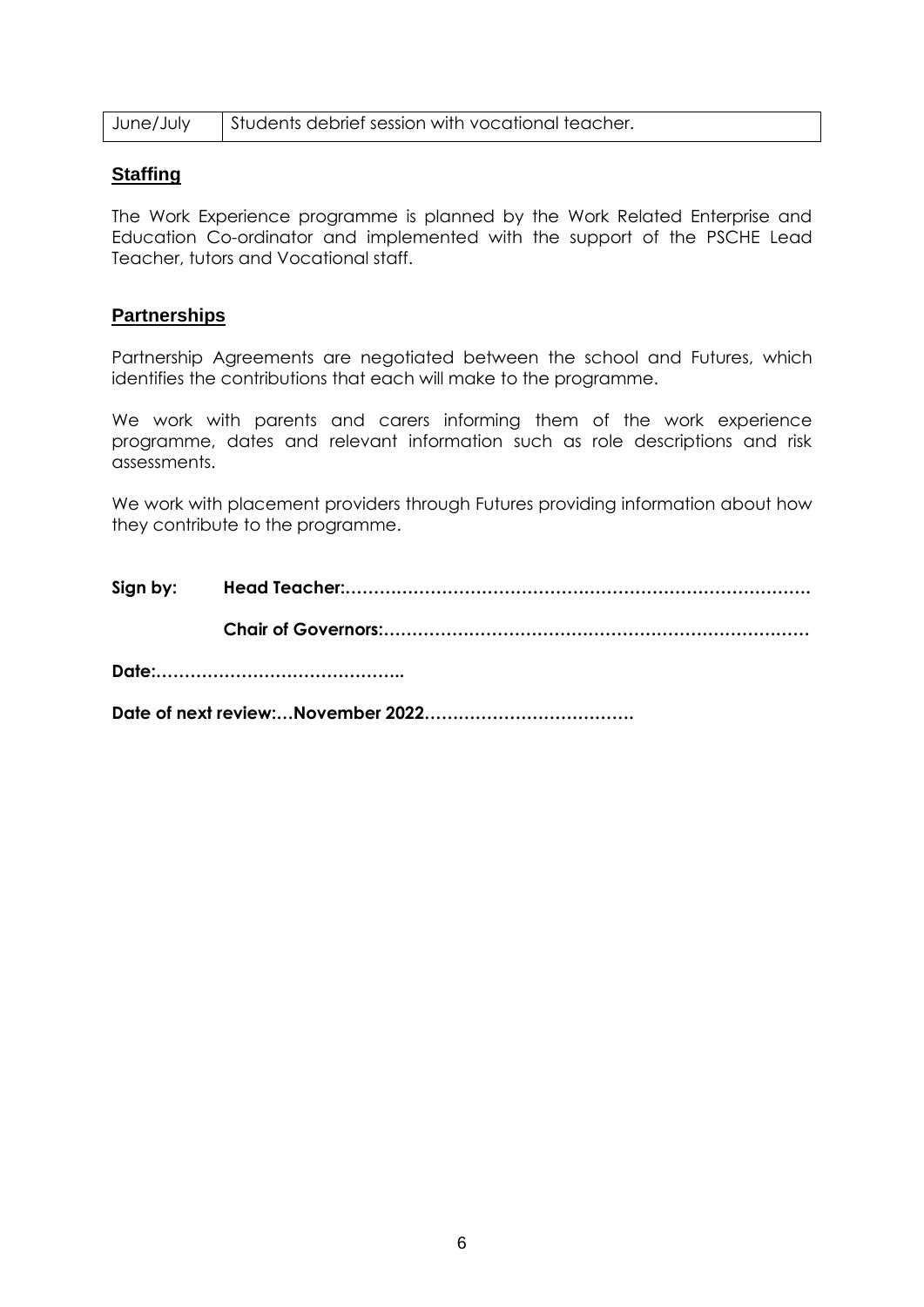| | |
|---|---|
| June/July | Students debrief session with vocational teacher. |

## Staffing

The Work Experience programme is planned by the Work Related Enterprise and Education Co-ordinator and implemented with the support of the PSCHE Lead Teacher, tutors and Vocational staff.

## Partnerships

Partnership Agreements are negotiated between the school and Futures, which identifies the contributions that each will make to the programme.

We work with parents and carers informing them of the work experience programme, dates and relevant information such as role descriptions and risk assessments.

We work with placement providers through Futures providing information about how they contribute to the programme.

**Sign by: Head Teacher:……………………………………………………………………….**

**Chair of Governors:…………………………………………………………………**

**Date:……………………………………..**

**Date of next review:…November 2022……………………………….**